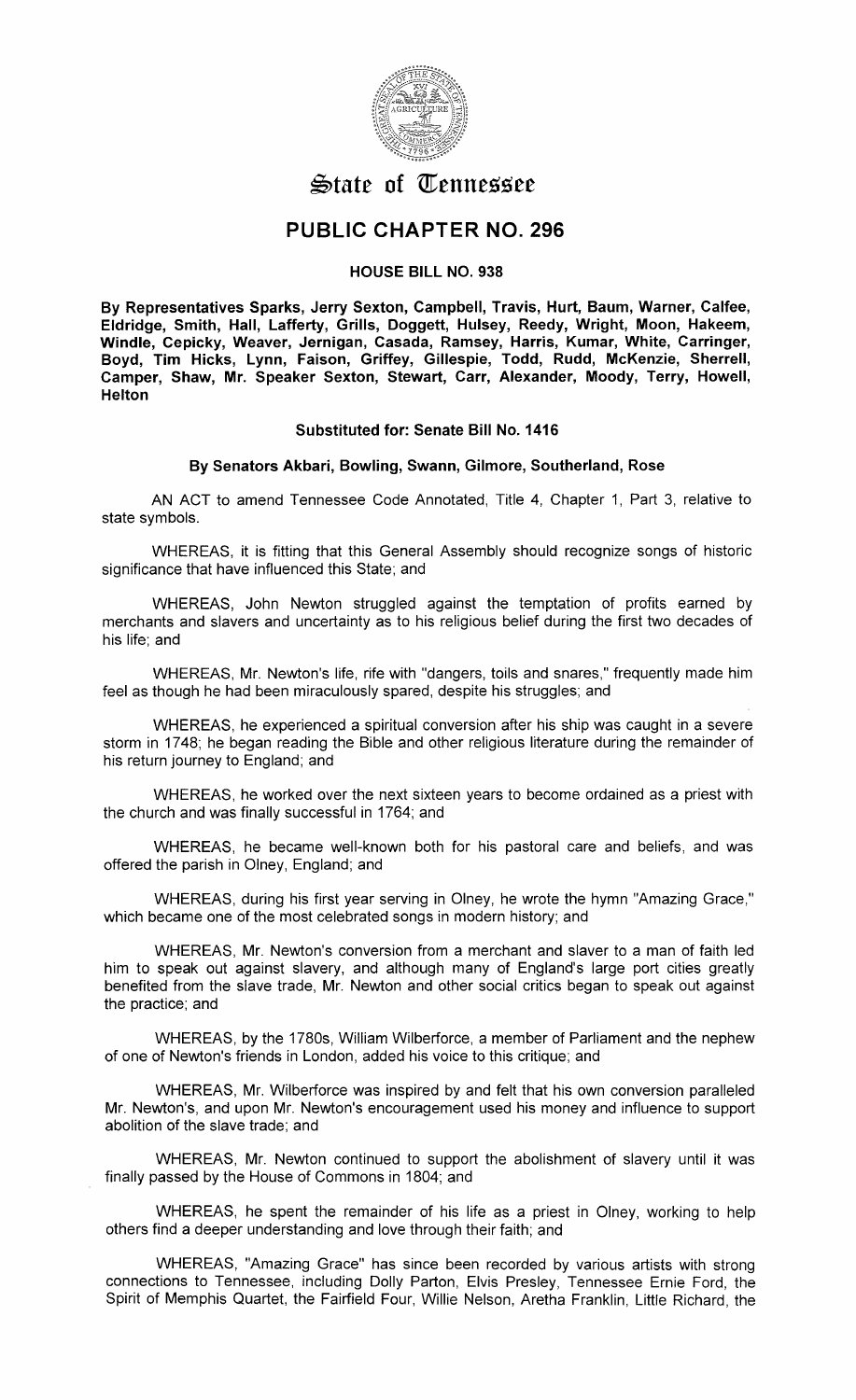# State of Tennessee

## PUBLIC CHAPTER NO. 296

### HOUSE BILL NO. 938

**By Representatives Sparks, Jerry Sexton, Campbell, Travis, Hurt, Baum, Warner, Calfee, Eldridge, Smith, Hall, Lafferty, Grills, Doggett, Hulsey, Reedy, Wright, Moon, Hakeem, Windle, Cepicky, Weaver, Jernigan, Casada, Ramsey, Harris, Kumar, White, Carringer, Boyd, Tim Hicks, Lynn, Faison, Griffey, Gillespie, Todd, Rudd, McKenzie, Sherrell, Camper, Shaw, Mr. Speaker Sexton, Stewart, Carr, Alexander, Moody, Terry, Howell, Helton**

**Substituted for: Senate Bill No. 1416**

**By Senators Akbari, Bowling, Swann, Gilmore, Southerland, Rose**

AN ACT to amend Tennessee Code Annotated, Title 4, Chapter 1, Part 3, relative to state symbols.

WHEREAS, it is fitting that this General Assembly should recognize songs of historic significance that have influenced this State; and

WHEREAS, John Newton struggled against the temptation of profits earned by merchants and slavers and uncertainty as to his religious belief during the first two decades of his life; and

WHEREAS, Mr. Newton's life, rife with "dangers, toils and snares," frequently made him feel as though he had been miraculously spared, despite his struggles; and

WHEREAS, he experienced a spiritual conversion after his ship was caught in a severe storm in 1748; he began reading the Bible and other religious literature during the remainder of his return journey to England; and

WHEREAS, he worked over the next sixteen years to become ordained as a priest with the church and was finally successful in 1764; and

WHEREAS, he became well-known both for his pastoral care and beliefs, and was offered the parish in Olney, England; and

WHEREAS, during his first year serving in Olney, he wrote the hymn "Amazing Grace," which became one of the most celebrated songs in modern history; and

WHEREAS, Mr. Newton's conversion from a merchant and slaver to a man of faith led him to speak out against slavery, and although many of England's large port cities greatly benefited from the slave trade, Mr. Newton and other social critics began to speak out against the practice; and

WHEREAS, by the 1780s, William Wilberforce, a member of Parliament and the nephew of one of Newton's friends in London, added his voice to this critique; and

WHEREAS, Mr. Wilberforce was inspired by and felt that his own conversion paralleled Mr. Newton's, and upon Mr. Newton's encouragement used his money and influence to support abolition of the slave trade; and

WHEREAS, Mr. Newton continued to support the abolishment of slavery until it was finally passed by the House of Commons in 1804; and

WHEREAS, he spent the remainder of his life as a priest in Olney, working to help others find a deeper understanding and love through their faith; and

WHEREAS, "Amazing Grace" has since been recorded by various artists with strong connections to Tennessee, including Dolly Parton, Elvis Presley, Tennessee Ernie Ford, the Spirit of Memphis Quartet, the Fairfield Four, Willie Nelson, Aretha Franklin, Little Richard, the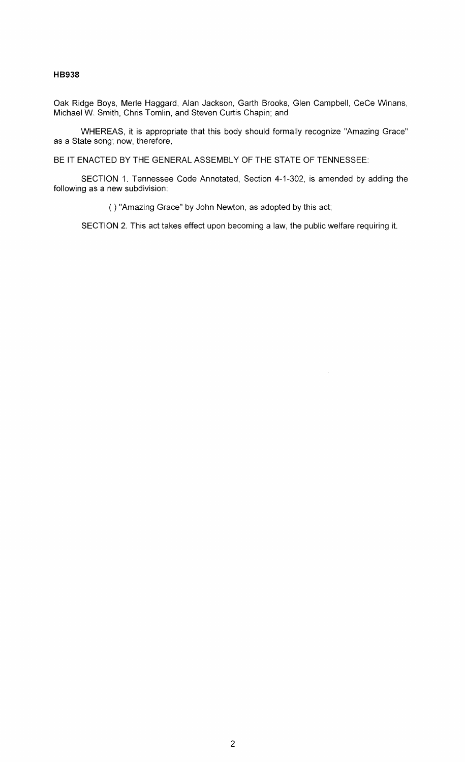Oak Ridge Boys, Merle Haggard, Alan Jackson, Garth Brooks, Glen Campbell, CeCe Winans, Michael W. Smith, Chris Tomlin, and Steven Curtis Chapin; and

WHEREAS, it is appropriate that this body should formally recognize "Amazing Grace" as a State song; now, therefore,

BE IT ENACTED BY THE GENERAL ASSEMBLY OF THE STATE OF TENNESSEE:

SECTION 1. Tennessee Code Annotated, Section 4-1-302, is amended by adding the following as a new subdivision:

( ) "Amazing Grace" by John Newton, as adopted by this act;

SECTION 2. This act takes effect upon becoming a law, the public welfare requiring it.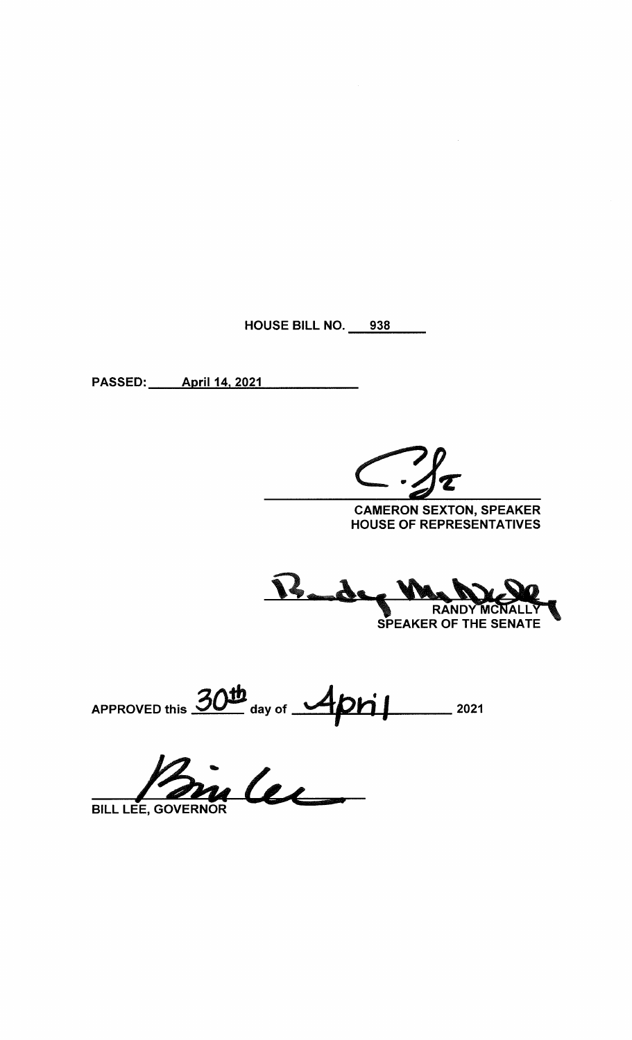HOUSE BILL NO. 938

PASSED: April 14, 2021

CAMERON SEXTON, SPEAKER
HOUSE OF REPRESENTATIVES

RANDY MCNALLY
SPEAKER OF THE SENATE

APPROVED this 30th day of April 2021

BILL LEE, GOVERNOR